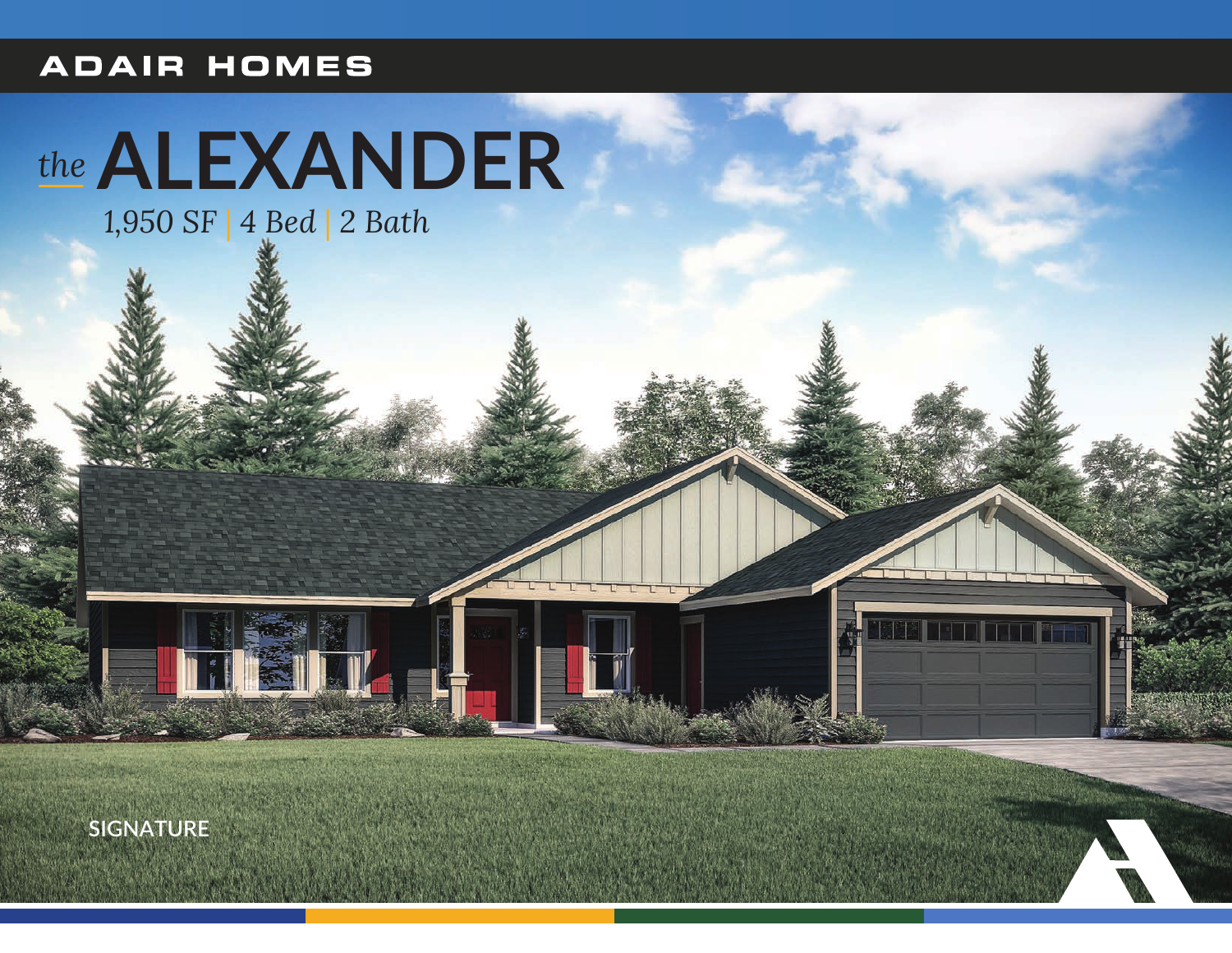ADAIR HOMES

# *the* ALEXANDER

*1,950 SF | 4 Bed | 2 Bath*

SIGNATURE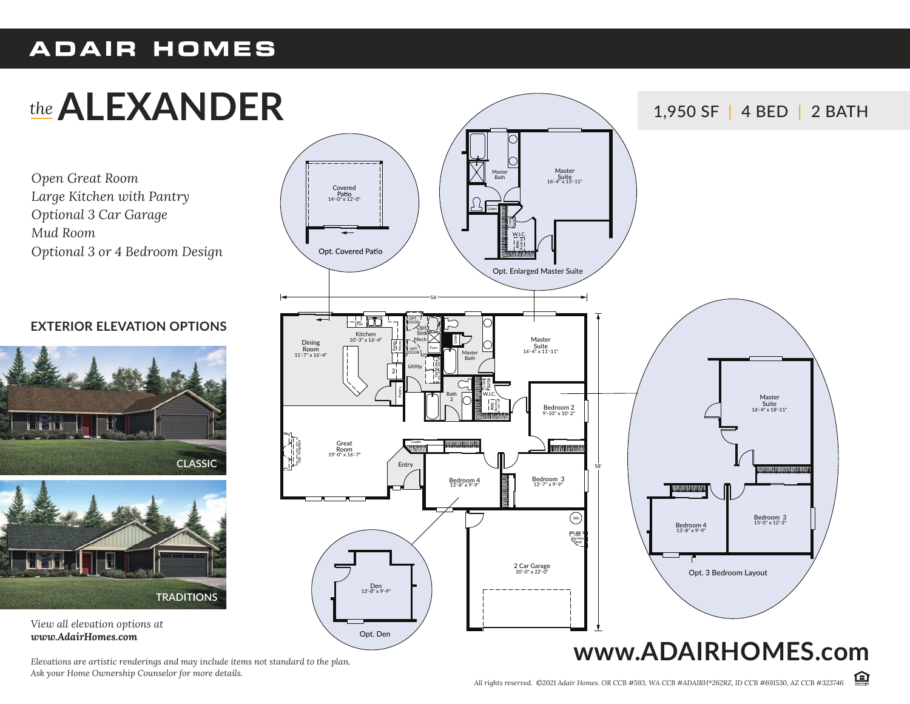# *the* ALEXANDER

1,950 SF | 4 BED | 2 BATH

*Open Great Room*
*Large Kitchen with Pantry*
*Optional 3 Car Garage*
*Mud Room*
*Optional 3 or 4 Bedroom Design*

## EXTERIOR ELEVATION OPTIONS

CLASSIC

TRADITIONS

*View all elevation options at*
***www.AdairHomes.com***

*Elevations are artistic renderings and may include items not standard to the plan.*
*Ask your Home Ownership Counselor for more details.*

Covered Patio
14'-0" x 12'-0"
Opt. Covered Patio

Master Bath
Master Suite
16'-4" x 15'-11"
Linen
W.I.C.
Opt. Enlarged Master Suite

56'

Dining Room
11'-7" x 16'-4"

Kitchen
10'-3" x 16'-4"

Dw

Range / Micro

Ref

Pantry

OPT. DOOR
Opt. Sink
Mech
Furn
OPT. DOOR
Utility
Linen
Master Bath
Master Suite
16'-4" x 11'-11"
Bath 2
W.I.C.
Bedroom 2
9'-10" x 10'-2"

Great Room
19'-0" x 16'-7"
Opt. Fireplace
Coats
Entry

Bedroom 4
13'-8" x 9'-9"
Bedroom 3
12'-7" x 9'-9"

58'

Wh
Opt. Service Door
2 Car Garage
20'-0" x 22'-0"

Den
13'-8" x 9'-9"
Opt. Den

Master Suite
16'-4" x 18'-11"
Bedroom 4
13'-8" x 9'-9"
Bedroom 3
15'-0" x 12'-3"
Opt. 3 Bedroom Layout

**www.ADAIRHOMES.com**

*All rights reserved. ©2021 Adair Homes. OR CCB #593, WA CCB #ADAIRH*262RZ, ID CCB #691530, AZ CCB #323746*